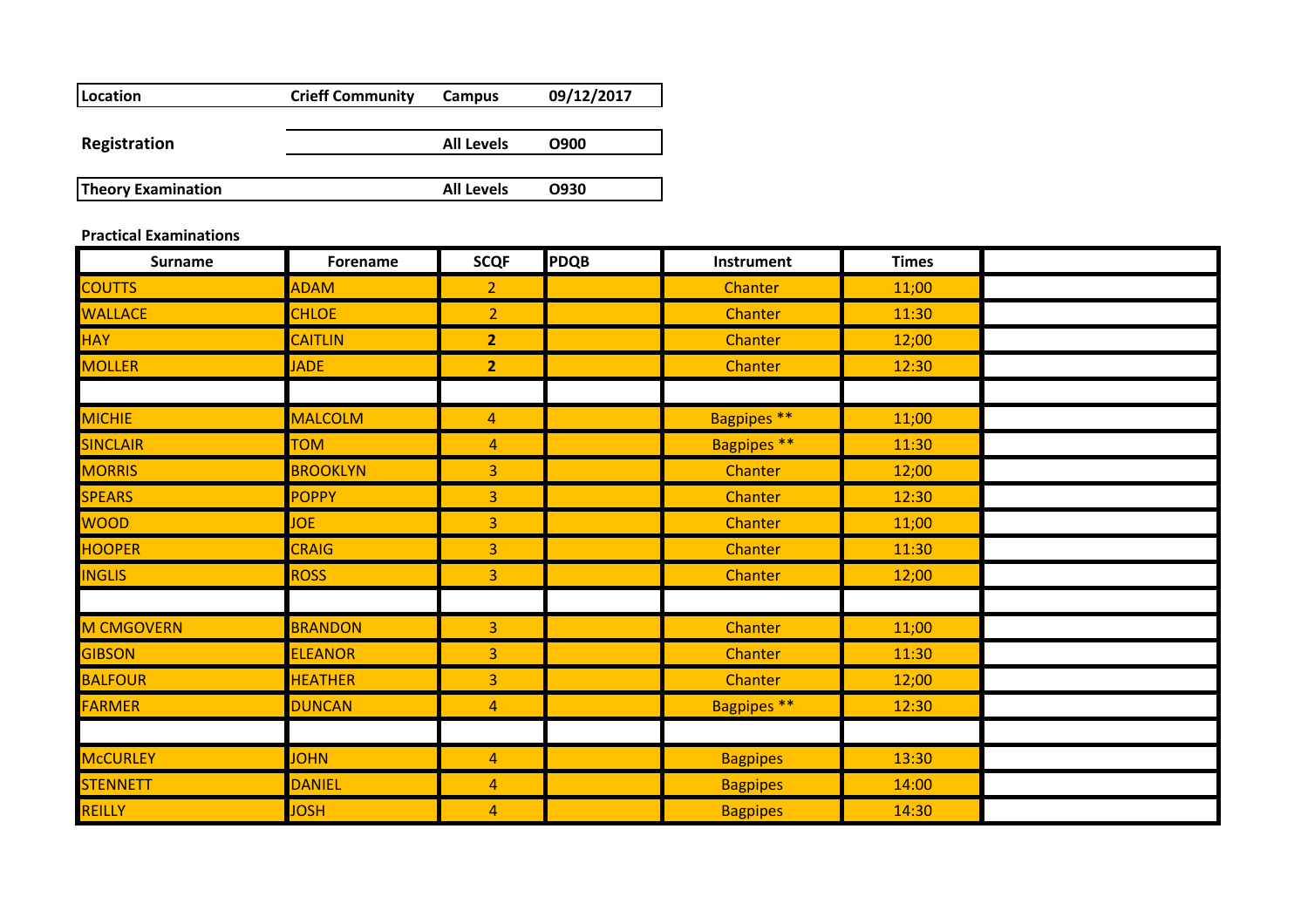| Location | Crieff Community | Campus | 09/12/2017 |
|---|---|---|---|
| Registration | | All Levels | O900 |
| Theory Examination | | All Levels | O930 |

**Practical Examinations**

| Surname | Forename | SCQF | PDQB | Instrument | Times | |
|---|---|---|---|---|---|---|
| COUTTS | ADAM | 2 | | Chanter | 11;00 | |
| WALLACE | CHLOE | 2 | | Chanter | 11:30 | |
| HAY | CAITLIN | **2** | | Chanter | 12;00 | |
| MOLLER | JADE | **2** | | Chanter | 12:30 | |
| | | | | | | |
| MICHIE | MALCOLM | 4 | | Bagpipes ** | 11;00 | |
| SINCLAIR | TOM | 4 | | Bagpipes ** | 11:30 | |
| MORRIS | BROOKLYN | 3 | | Chanter | 12;00 | |
| SPEARS | POPPY | 3 | | Chanter | 12:30 | |
| WOOD | JOE | 3 | | Chanter | 11;00 | |
| HOOPER | CRAIG | 3 | | Chanter | 11:30 | |
| INGLIS | ROSS | 3 | | Chanter | 12;00 | |
| | | | | | | |
| M CMGOVERN | BRANDON | 3 | | Chanter | 11;00 | |
| GIBSON | ELEANOR | 3 | | Chanter | 11:30 | |
| BALFOUR | HEATHER | 3 | | Chanter | 12;00 | |
| FARMER | DUNCAN | 4 | | Bagpipes ** | 12:30 | |
| | | | | | | |
| McCURLEY | JOHN | 4 | | Bagpipes | 13:30 | |
| STENNETT | DANIEL | 4 | | Bagpipes | 14:00 | |
| REILLY | JOSH | 4 | | Bagpipes | 14:30 | |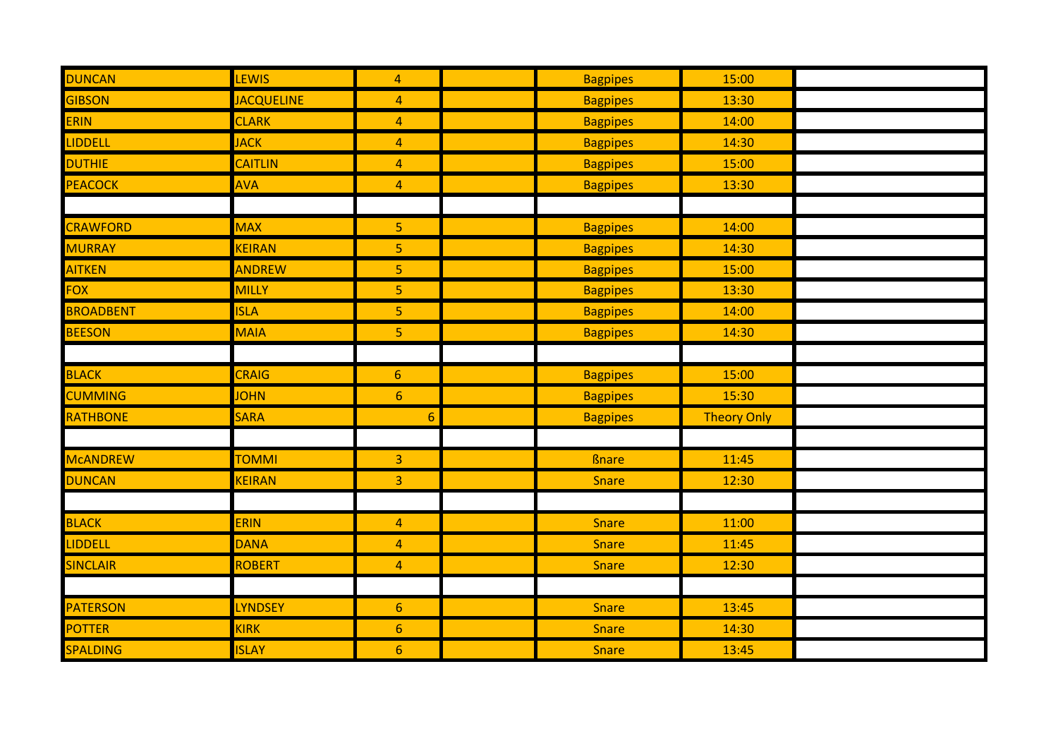| | | | | | | |
|---|---|---|---|---|---|---|
| DUNCAN | LEWIS | 4 | | Bagpipes | 15:00 | |
| GIBSON | JACQUELINE | 4 | | Bagpipes | 13:30 | |
| ERIN | CLARK | 4 | | Bagpipes | 14:00 | |
| LIDDELL | JACK | 4 | | Bagpipes | 14:30 | |
| DUTHIE | CAITLIN | 4 | | Bagpipes | 15:00 | |
| PEACOCK | AVA | 4 | | Bagpipes | 13:30 | |
| | | | | | | |
| CRAWFORD | MAX | 5 | | Bagpipes | 14:00 | |
| MURRAY | KEIRAN | 5 | | Bagpipes | 14:30 | |
| AITKEN | ANDREW | 5 | | Bagpipes | 15:00 | |
| FOX | MILLY | 5 | | Bagpipes | 13:30 | |
| BROADBENT | ISLA | 5 | | Bagpipes | 14:00 | |
| BEESON | MAIA | 5 | | Bagpipes | 14:30 | |
| | | | | | | |
| BLACK | CRAIG | 6 | | Bagpipes | 15:00 | |
| CUMMING | JOHN | 6 | | Bagpipes | 15:30 | |
| RATHBONE | SARA | 6 | | Bagpipes | Theory Only | |
| | | | | | | |
| McANDREW | TOMMI | 3 | | ßnare | 11:45 | |
| DUNCAN | KEIRAN | 3 | | Snare | 12:30 | |
| | | | | | | |
| BLACK | ERIN | 4 | | Snare | 11:00 | |
| LIDDELL | DANA | 4 | | Snare | 11:45 | |
| SINCLAIR | ROBERT | 4 | | Snare | 12:30 | |
| | | | | | | |
| PATERSON | LYNDSEY | 6 | | Snare | 13:45 | |
| POTTER | KIRK | 6 | | Snare | 14:30 | |
| SPALDING | ISLAY | 6 | | Snare | 13:45 | |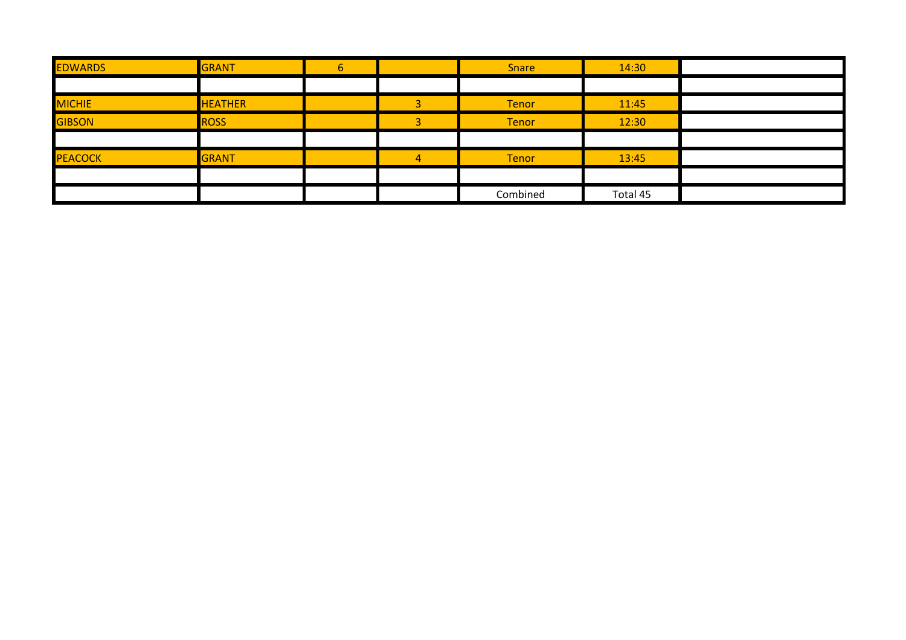| | | | | | | |
|---|---|---|---|---|---|---|
| EDWARDS | GRANT | 6 | | Snare | 14:30 | |
| | | | | | | |
| MICHIE | HEATHER | | 3 | Tenor | 11:45 | |
| GIBSON | ROSS | | 3 | Tenor | 12:30 | |
| | | | | | | |
| PEACOCK | GRANT | | 4 | Tenor | 13:45 | |
| | | | | | | |
| | | | | Combined | Total 45 | |